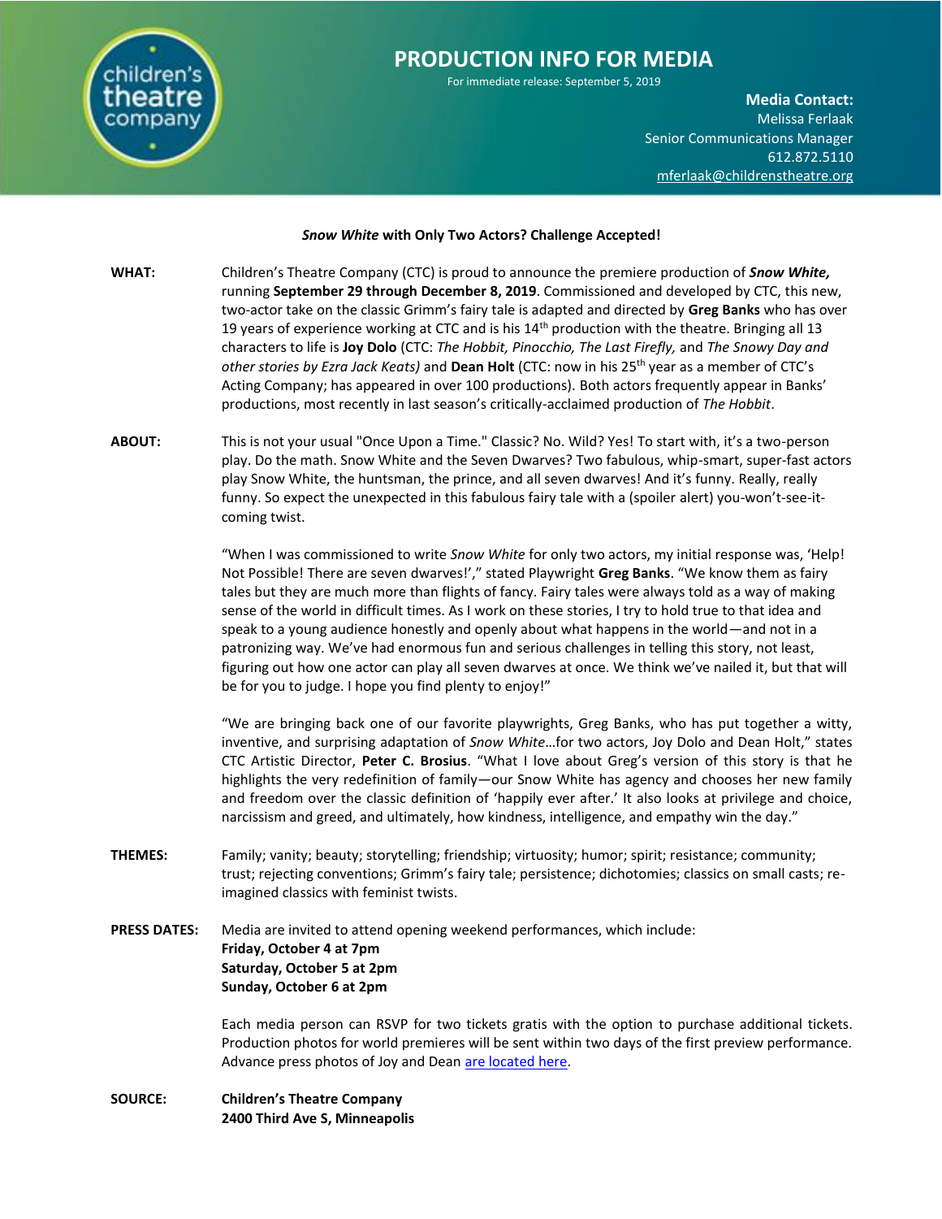# PRODUCTION INFO FOR MEDIA

For immediate release: September 5, 2019

**Media Contact:**
Melissa Ferlaak
Senior Communications Manager
612.872.5110
mferlaak@childrenstheatre.org

**_Snow White_ with Only Two Actors? Challenge Accepted!**

**WHAT:** Children's Theatre Company (CTC) is proud to announce the premiere production of ***Snow White,*** running **September 29 through December 8, 2019**. Commissioned and developed by CTC, this new, two-actor take on the classic Grimm's fairy tale is adapted and directed by **Greg Banks** who has over 19 years of experience working at CTC and is his 14th production with the theatre. Bringing all 13 characters to life is **Joy Dolo** (CTC: *The Hobbit, Pinocchio, The Last Firefly,* and *The Snowy Day and other stories by Ezra Jack Keats)* and **Dean Holt** (CTC: now in his 25th year as a member of CTC's Acting Company; has appeared in over 100 productions). Both actors frequently appear in Banks' productions, most recently in last season's critically-acclaimed production of *The Hobbit*.

**ABOUT:** This is not your usual "Once Upon a Time." Classic? No. Wild? Yes! To start with, it's a two-person play. Do the math. Snow White and the Seven Dwarves? Two fabulous, whip-smart, super-fast actors play Snow White, the huntsman, the prince, and all seven dwarves! And it's funny. Really, really funny. So expect the unexpected in this fabulous fairy tale with a (spoiler alert) you-won't-see-it-coming twist.

"When I was commissioned to write *Snow White* for only two actors, my initial response was, 'Help! Not Possible! There are seven dwarves!'," stated Playwright **Greg Banks**. "We know them as fairy tales but they are much more than flights of fancy. Fairy tales were always told as a way of making sense of the world in difficult times. As I work on these stories, I try to hold true to that idea and speak to a young audience honestly and openly about what happens in the world—and not in a patronizing way. We've had enormous fun and serious challenges in telling this story, not least, figuring out how one actor can play all seven dwarves at once. We think we've nailed it, but that will be for you to judge. I hope you find plenty to enjoy!"

"We are bringing back one of our favorite playwrights, Greg Banks, who has put together a witty, inventive, and surprising adaptation of *Snow White*…for two actors, Joy Dolo and Dean Holt," states CTC Artistic Director, **Peter C. Brosius**. "What I love about Greg's version of this story is that he highlights the very redefinition of family—our Snow White has agency and chooses her new family and freedom over the classic definition of 'happily ever after.' It also looks at privilege and choice, narcissism and greed, and ultimately, how kindness, intelligence, and empathy win the day."

**THEMES:** Family; vanity; beauty; storytelling; friendship; virtuosity; humor; spirit; resistance; community; trust; rejecting conventions; Grimm's fairy tale; persistence; dichotomies; classics on small casts; re-imagined classics with feminist twists.

**PRESS DATES:** Media are invited to attend opening weekend performances, which include:
**Friday, October 4 at 7pm**
**Saturday, October 5 at 2pm**
**Sunday, October 6 at 2pm**

Each media person can RSVP for two tickets gratis with the option to purchase additional tickets. Production photos for world premieres will be sent within two days of the first preview performance. Advance press photos of Joy and Dean are located here.

**SOURCE:** **Children's Theatre Company**
**2400 Third Ave S, Minneapolis**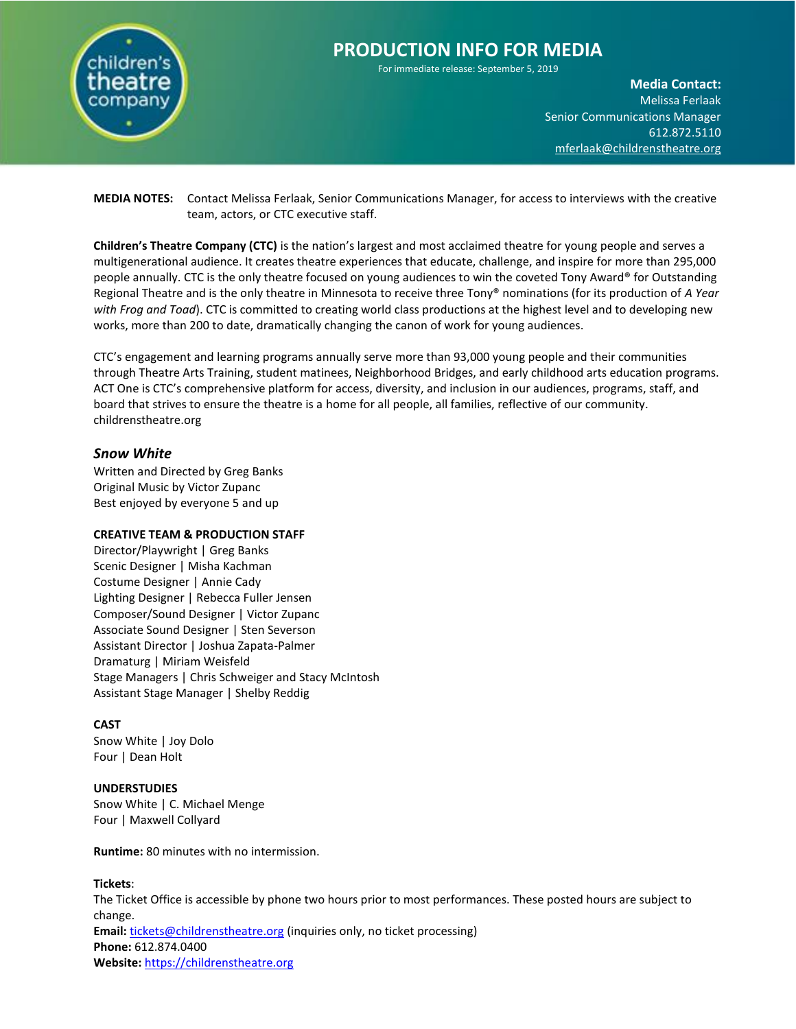# PRODUCTION INFO FOR MEDIA

For immediate release: September 5, 2019

**Media Contact:**
Melissa Ferlaak
Senior Communications Manager
612.872.5110
mferlaak@childrenstheatre.org

**MEDIA NOTES:** Contact Melissa Ferlaak, Senior Communications Manager, for access to interviews with the creative team, actors, or CTC executive staff.

**Children's Theatre Company (CTC)** is the nation's largest and most acclaimed theatre for young people and serves a multigenerational audience. It creates theatre experiences that educate, challenge, and inspire for more than 295,000 people annually. CTC is the only theatre focused on young audiences to win the coveted Tony Award® for Outstanding Regional Theatre and is the only theatre in Minnesota to receive three Tony® nominations (for its production of *A Year with Frog and Toad*). CTC is committed to creating world class productions at the highest level and to developing new works, more than 200 to date, dramatically changing the canon of work for young audiences.

CTC's engagement and learning programs annually serve more than 93,000 young people and their communities through Theatre Arts Training, student matinees, Neighborhood Bridges, and early childhood arts education programs. ACT One is CTC's comprehensive platform for access, diversity, and inclusion in our audiences, programs, staff, and board that strives to ensure the theatre is a home for all people, all families, reflective of our community. childrenstheatre.org

## *Snow White*

Written and Directed by Greg Banks
Original Music by Victor Zupanc
Best enjoyed by everyone 5 and up

**CREATIVE TEAM & PRODUCTION STAFF**

Director/Playwright | Greg Banks
Scenic Designer | Misha Kachman
Costume Designer | Annie Cady
Lighting Designer | Rebecca Fuller Jensen
Composer/Sound Designer | Victor Zupanc
Associate Sound Designer | Sten Severson
Assistant Director | Joshua Zapata-Palmer
Dramaturg | Miriam Weisfeld
Stage Managers | Chris Schweiger and Stacy McIntosh
Assistant Stage Manager | Shelby Reddig

**CAST**

Snow White | Joy Dolo
Four | Dean Holt

**UNDERSTUDIES**

Snow White | C. Michael Menge
Four | Maxwell Collyard

**Runtime:** 80 minutes with no intermission.

**Tickets**:
The Ticket Office is accessible by phone two hours prior to most performances. These posted hours are subject to change.
**Email:** tickets@childrenstheatre.org (inquiries only, no ticket processing)
**Phone:** 612.874.0400
**Website:** https://childrenstheatre.org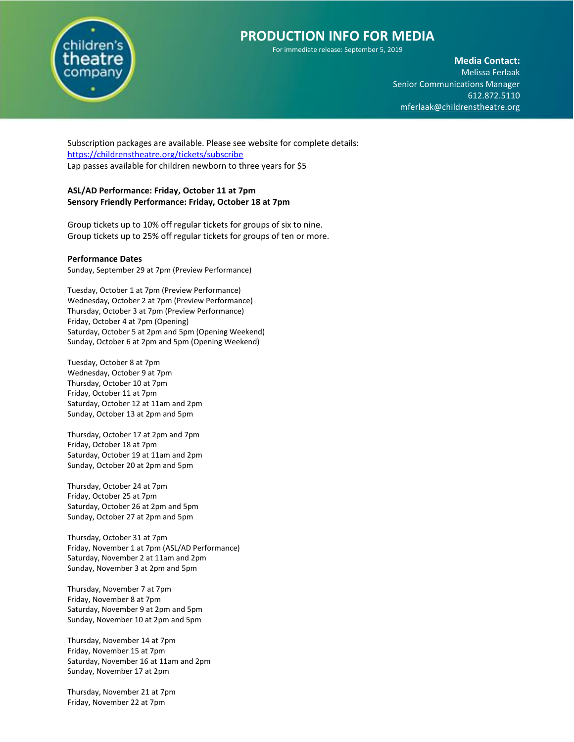# PRODUCTION INFO FOR MEDIA

For immediate release: September 5, 2019

**Media Contact:**
Melissa Ferlaak
Senior Communications Manager
612.872.5110
mferlaak@childrenstheatre.org

Subscription packages are available. Please see website for complete details: https://childrenstheatre.org/tickets/subscribe
Lap passes available for children newborn to three years for $5

**ASL/AD Performance: Friday, October 11 at 7pm**
**Sensory Friendly Performance: Friday, October 18 at 7pm**

Group tickets up to 10% off regular tickets for groups of six to nine.
Group tickets up to 25% off regular tickets for groups of ten or more.

**Performance Dates**
Sunday, September 29 at 7pm (Preview Performance)

Tuesday, October 1 at 7pm (Preview Performance)
Wednesday, October 2 at 7pm (Preview Performance)
Thursday, October 3 at 7pm (Preview Performance)
Friday, October 4 at 7pm (Opening)
Saturday, October 5 at 2pm and 5pm (Opening Weekend)
Sunday, October 6 at 2pm and 5pm (Opening Weekend)

Tuesday, October 8 at 7pm
Wednesday, October 9 at 7pm
Thursday, October 10 at 7pm
Friday, October 11 at 7pm
Saturday, October 12 at 11am and 2pm
Sunday, October 13 at 2pm and 5pm

Thursday, October 17 at 2pm and 7pm
Friday, October 18 at 7pm
Saturday, October 19 at 11am and 2pm
Sunday, October 20 at 2pm and 5pm

Thursday, October 24 at 7pm
Friday, October 25 at 7pm
Saturday, October 26 at 2pm and 5pm
Sunday, October 27 at 2pm and 5pm

Thursday, October 31 at 7pm
Friday, November 1 at 7pm (ASL/AD Performance)
Saturday, November 2 at 11am and 2pm
Sunday, November 3 at 2pm and 5pm

Thursday, November 7 at 7pm
Friday, November 8 at 7pm
Saturday, November 9 at 2pm and 5pm
Sunday, November 10 at 2pm and 5pm

Thursday, November 14 at 7pm
Friday, November 15 at 7pm
Saturday, November 16 at 11am and 2pm
Sunday, November 17 at 2pm

Thursday, November 21 at 7pm
Friday, November 22 at 7pm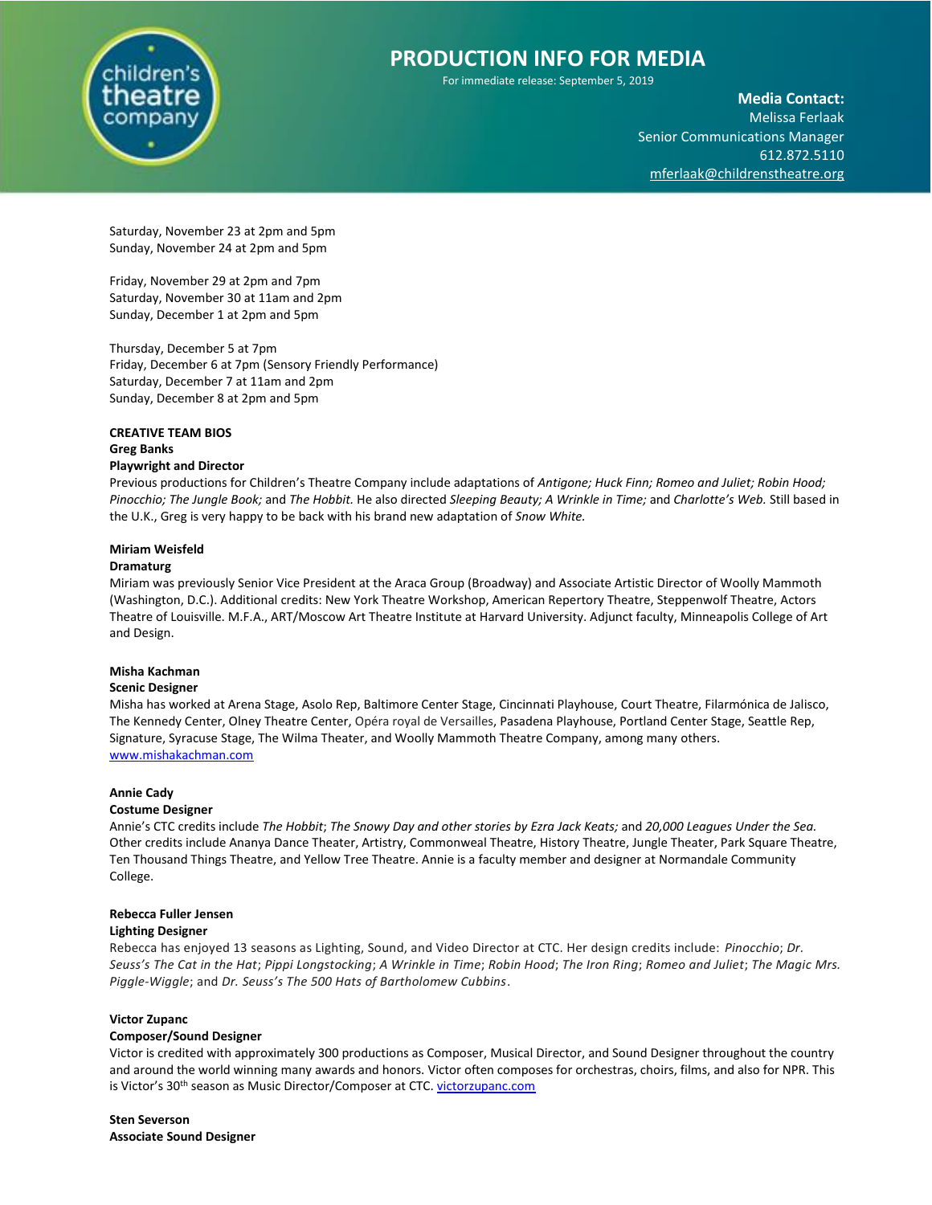# PRODUCTION INFO FOR MEDIA

For immediate release: September 5, 2019

**Media Contact:**
Melissa Ferlaak
Senior Communications Manager
612.872.5110
mferlaak@childrenstheatre.org

Saturday, November 23 at 2pm and 5pm
Sunday, November 24 at 2pm and 5pm

Friday, November 29 at 2pm and 7pm
Saturday, November 30 at 11am and 2pm
Sunday, December 1 at 2pm and 5pm

Thursday, December 5 at 7pm
Friday, December 6 at 7pm (Sensory Friendly Performance)
Saturday, December 7 at 11am and 2pm
Sunday, December 8 at 2pm and 5pm

**CREATIVE TEAM BIOS**

**Greg Banks**
**Playwright and Director**
Previous productions for Children's Theatre Company include adaptations of *Antigone; Huck Finn; Romeo and Juliet; Robin Hood; Pinocchio; The Jungle Book;* and *The Hobbit.* He also directed *Sleeping Beauty; A Wrinkle in Time;* and *Charlotte's Web.* Still based in the U.K., Greg is very happy to be back with his brand new adaptation of *Snow White.*

**Miriam Weisfeld**
**Dramaturg**
Miriam was previously Senior Vice President at the Araca Group (Broadway) and Associate Artistic Director of Woolly Mammoth (Washington, D.C.). Additional credits: New York Theatre Workshop, American Repertory Theatre, Steppenwolf Theatre, Actors Theatre of Louisville. M.F.A., ART/Moscow Art Theatre Institute at Harvard University. Adjunct faculty, Minneapolis College of Art and Design.

**Misha Kachman**
**Scenic Designer**
Misha has worked at Arena Stage, Asolo Rep, Baltimore Center Stage, Cincinnati Playhouse, Court Theatre, Filarmónica de Jalisco, The Kennedy Center, Olney Theatre Center, Opéra royal de Versailles, Pasadena Playhouse, Portland Center Stage, Seattle Rep, Signature, Syracuse Stage, The Wilma Theater, and Woolly Mammoth Theatre Company, among many others.
www.mishakachman.com

**Annie Cady**
**Costume Designer**
Annie's CTC credits include *The Hobbit*; *The Snowy Day and other stories by Ezra Jack Keats;* and *20,000 Leagues Under the Sea.* Other credits include Ananya Dance Theater, Artistry, Commonweal Theatre, History Theatre, Jungle Theater, Park Square Theatre, Ten Thousand Things Theatre, and Yellow Tree Theatre. Annie is a faculty member and designer at Normandale Community College.

**Rebecca Fuller Jensen**
**Lighting Designer**
Rebecca has enjoyed 13 seasons as Lighting, Sound, and Video Director at CTC. Her design credits include: *Pinocchio*; *Dr. Seuss's The Cat in the Hat*; *Pippi Longstocking*; *A Wrinkle in Time*; *Robin Hood*; *The Iron Ring*; *Romeo and Juliet*; *The Magic Mrs. Piggle-Wiggle*; and *Dr. Seuss's The 500 Hats of Bartholomew Cubbins*.

**Victor Zupanc**
**Composer/Sound Designer**
Victor is credited with approximately 300 productions as Composer, Musical Director, and Sound Designer throughout the country and around the world winning many awards and honors. Victor often composes for orchestras, choirs, films, and also for NPR. This is Victor's 30th season as Music Director/Composer at CTC. victorzupanc.com

**Sten Severson**
**Associate Sound Designer**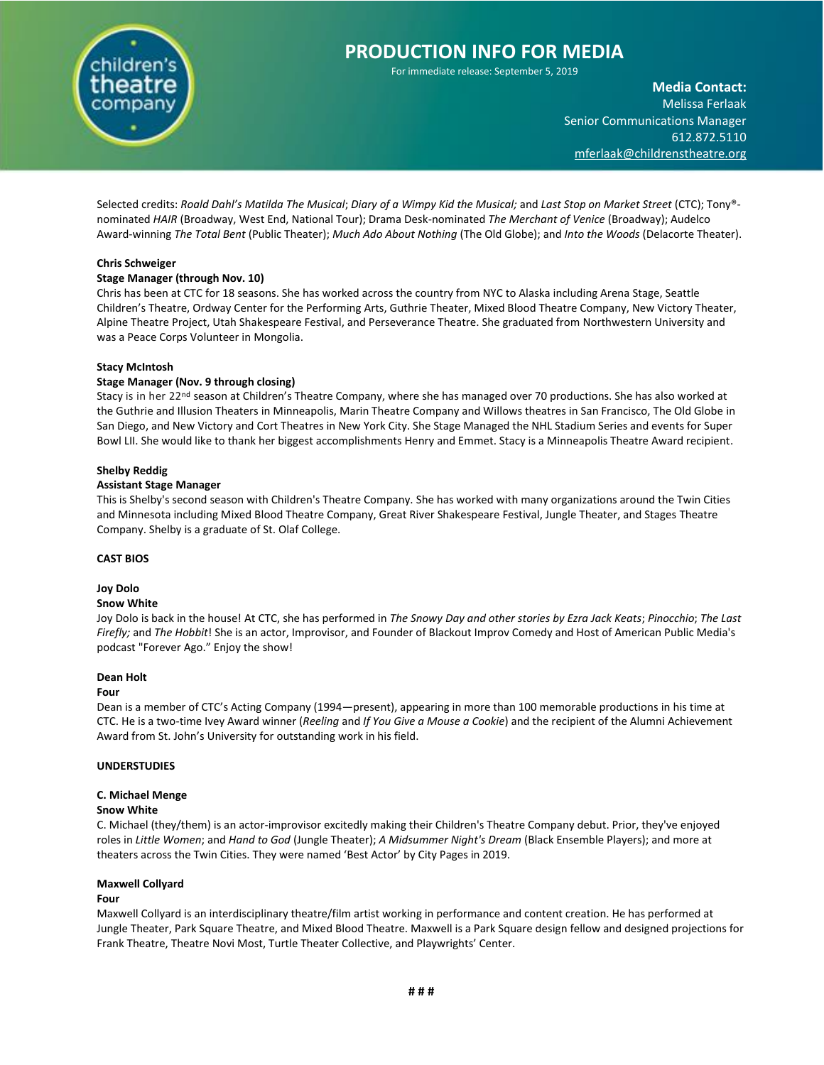# PRODUCTION INFO FOR MEDIA

For immediate release: September 5, 2019

**Media Contact:**
Melissa Ferlaak
Senior Communications Manager
612.872.5110
mferlaak@childrenstheatre.org

Selected credits: *Roald Dahl's Matilda The Musical*; *Diary of a Wimpy Kid the Musical;* and *Last Stop on Market Street* (CTC); Tony®-nominated *HAIR* (Broadway, West End, National Tour); Drama Desk-nominated *The Merchant of Venice* (Broadway); Audelco Award-winning *The Total Bent* (Public Theater); *Much Ado About Nothing* (The Old Globe); and *Into the Woods* (Delacorte Theater).

**Chris Schweiger**
**Stage Manager (through Nov. 10)**
Chris has been at CTC for 18 seasons. She has worked across the country from NYC to Alaska including Arena Stage, Seattle Children's Theatre, Ordway Center for the Performing Arts, Guthrie Theater, Mixed Blood Theatre Company, New Victory Theater, Alpine Theatre Project, Utah Shakespeare Festival, and Perseverance Theatre. She graduated from Northwestern University and was a Peace Corps Volunteer in Mongolia.

**Stacy McIntosh**
**Stage Manager (Nov. 9 through closing)**
Stacy is in her 22nd season at Children's Theatre Company, where she has managed over 70 productions. She has also worked at the Guthrie and Illusion Theaters in Minneapolis, Marin Theatre Company and Willows theatres in San Francisco, The Old Globe in San Diego, and New Victory and Cort Theatres in New York City. She Stage Managed the NHL Stadium Series and events for Super Bowl LII. She would like to thank her biggest accomplishments Henry and Emmet. Stacy is a Minneapolis Theatre Award recipient.

**Shelby Reddig**
**Assistant Stage Manager**
This is Shelby's second season with Children's Theatre Company. She has worked with many organizations around the Twin Cities and Minnesota including Mixed Blood Theatre Company, Great River Shakespeare Festival, Jungle Theater, and Stages Theatre Company. Shelby is a graduate of St. Olaf College.

**CAST BIOS**

**Joy Dolo**
**Snow White**
Joy Dolo is back in the house! At CTC, she has performed in *The Snowy Day and other stories by Ezra Jack Keats*; *Pinocchio*; *The Last Firefly;* and *The Hobbit*! She is an actor, Improvisor, and Founder of Blackout Improv Comedy and Host of American Public Media's podcast "Forever Ago." Enjoy the show!

**Dean Holt**
**Four**
Dean is a member of CTC's Acting Company (1994—present), appearing in more than 100 memorable productions in his time at CTC. He is a two-time Ivey Award winner (*Reeling* and *If You Give a Mouse a Cookie*) and the recipient of the Alumni Achievement Award from St. John's University for outstanding work in his field.

**UNDERSTUDIES**

**C. Michael Menge**
**Snow White**
C. Michael (they/them) is an actor-improvisor excitedly making their Children's Theatre Company debut. Prior, they've enjoyed roles in *Little Women*; and *Hand to God* (Jungle Theater); *A Midsummer Night's Dream* (Black Ensemble Players); and more at theaters across the Twin Cities. They were named 'Best Actor' by City Pages in 2019.

**Maxwell Collyard**
**Four**
Maxwell Collyard is an interdisciplinary theatre/film artist working in performance and content creation. He has performed at Jungle Theater, Park Square Theatre, and Mixed Blood Theatre. Maxwell is a Park Square design fellow and designed projections for Frank Theatre, Theatre Novi Most, Turtle Theater Collective, and Playwrights' Center.

# # #